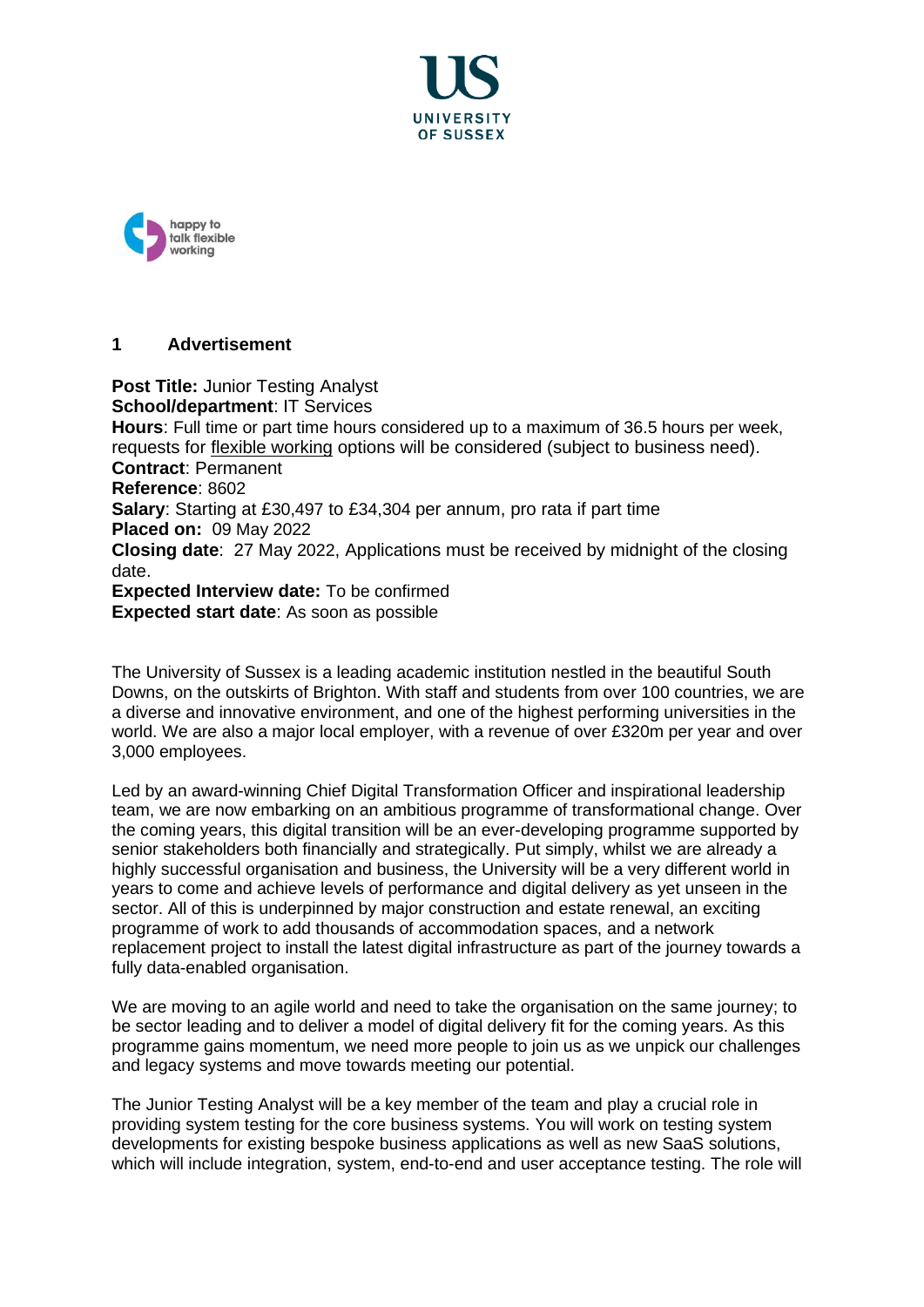UNIVERSITY OF SUSSEX

happy to talk flexible working

## 1 Advertisement

**Post Title:** Junior Testing Analyst
**School/department**: IT Services
**Hours**: Full time or part time hours considered up to a maximum of 36.5 hours per week, requests for flexible working options will be considered (subject to business need).
**Contract**: Permanent
**Reference**: 8602
**Salary**: Starting at £30,497 to £34,304 per annum, pro rata if part time
**Placed on:** 09 May 2022
**Closing date**: 27 May 2022, Applications must be received by midnight of the closing date.
**Expected Interview date:** To be confirmed
**Expected start date**: As soon as possible

The University of Sussex is a leading academic institution nestled in the beautiful South Downs, on the outskirts of Brighton. With staff and students from over 100 countries, we are a diverse and innovative environment, and one of the highest performing universities in the world. We are also a major local employer, with a revenue of over £320m per year and over 3,000 employees.

Led by an award-winning Chief Digital Transformation Officer and inspirational leadership team, we are now embarking on an ambitious programme of transformational change. Over the coming years, this digital transition will be an ever-developing programme supported by senior stakeholders both financially and strategically. Put simply, whilst we are already a highly successful organisation and business, the University will be a very different world in years to come and achieve levels of performance and digital delivery as yet unseen in the sector. All of this is underpinned by major construction and estate renewal, an exciting programme of work to add thousands of accommodation spaces, and a network replacement project to install the latest digital infrastructure as part of the journey towards a fully data-enabled organisation.

We are moving to an agile world and need to take the organisation on the same journey; to be sector leading and to deliver a model of digital delivery fit for the coming years. As this programme gains momentum, we need more people to join us as we unpick our challenges and legacy systems and move towards meeting our potential.

The Junior Testing Analyst will be a key member of the team and play a crucial role in providing system testing for the core business systems. You will work on testing system developments for existing bespoke business applications as well as new SaaS solutions, which will include integration, system, end-to-end and user acceptance testing. The role will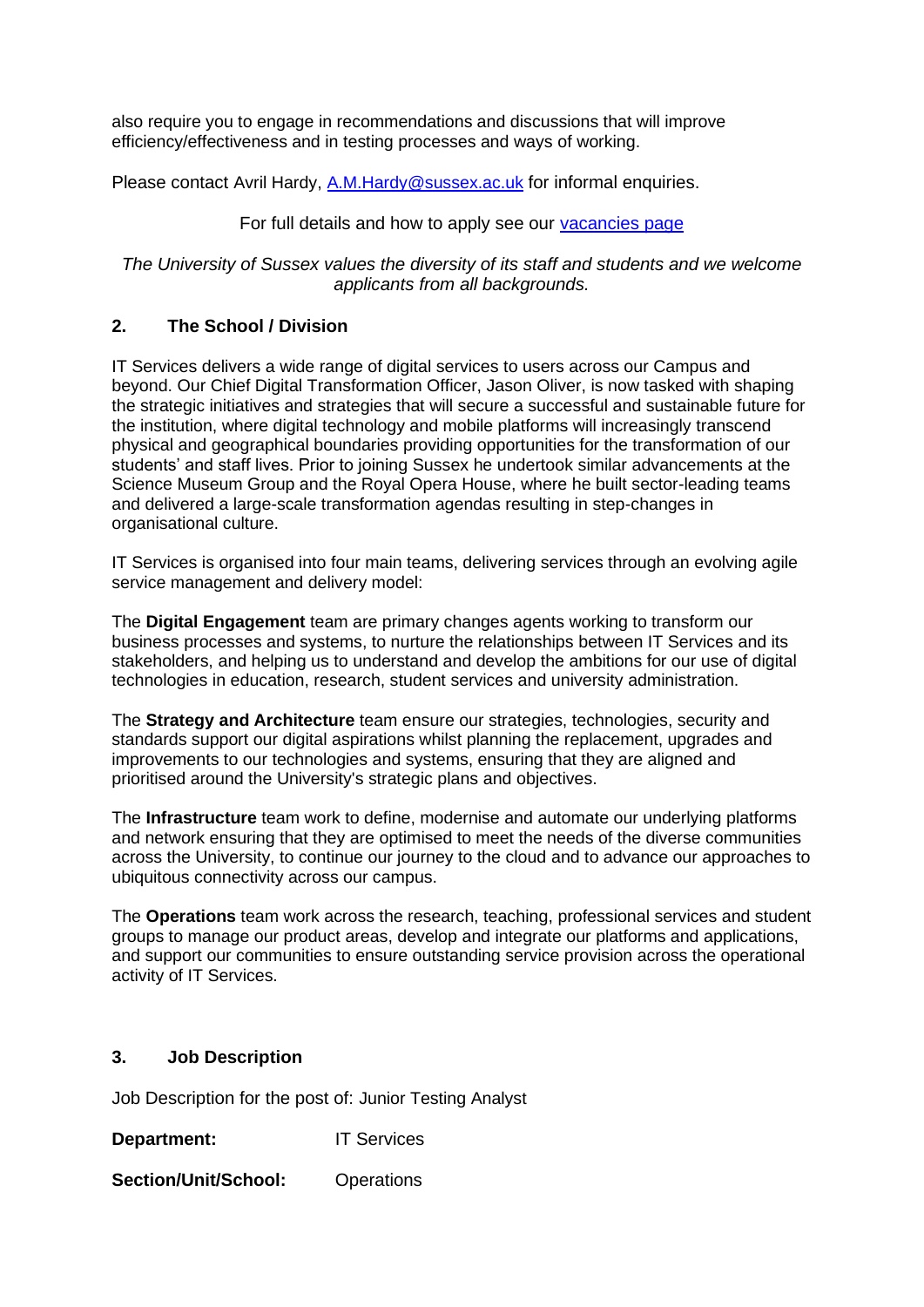also require you to engage in recommendations and discussions that will improve efficiency/effectiveness and in testing processes and ways of working.

Please contact Avril Hardy, [A.M.Hardy@sussex.ac.uk](mailto:A.M.Hardy@sussex.ac.uk) for informal enquiries.

For full details and how to apply see our [vacancies page]()

*The University of Sussex values the diversity of its staff and students and we welcome applicants from all backgrounds.*

## 2. The School / Division

IT Services delivers a wide range of digital services to users across our Campus and beyond. Our Chief Digital Transformation Officer, Jason Oliver, is now tasked with shaping the strategic initiatives and strategies that will secure a successful and sustainable future for the institution, where digital technology and mobile platforms will increasingly transcend physical and geographical boundaries providing opportunities for the transformation of our students' and staff lives. Prior to joining Sussex he undertook similar advancements at the Science Museum Group and the Royal Opera House, where he built sector-leading teams and delivered a large-scale transformation agendas resulting in step-changes in organisational culture.

IT Services is organised into four main teams, delivering services through an evolving agile service management and delivery model:

The **Digital Engagement** team are primary changes agents working to transform our business processes and systems, to nurture the relationships between IT Services and its stakeholders, and helping us to understand and develop the ambitions for our use of digital technologies in education, research, student services and university administration.

The **Strategy and Architecture** team ensure our strategies, technologies, security and standards support our digital aspirations whilst planning the replacement, upgrades and improvements to our technologies and systems, ensuring that they are aligned and prioritised around the University's strategic plans and objectives.

The **Infrastructure** team work to define, modernise and automate our underlying platforms and network ensuring that they are optimised to meet the needs of the diverse communities across the University, to continue our journey to the cloud and to advance our approaches to ubiquitous connectivity across our campus.

The **Operations** team work across the research, teaching, professional services and student groups to manage our product areas, develop and integrate our platforms and applications, and support our communities to ensure outstanding service provision across the operational activity of IT Services.

## 3. Job Description

Job Description for the post of: Junior Testing Analyst

**Department:** IT Services

**Section/Unit/School:** Operations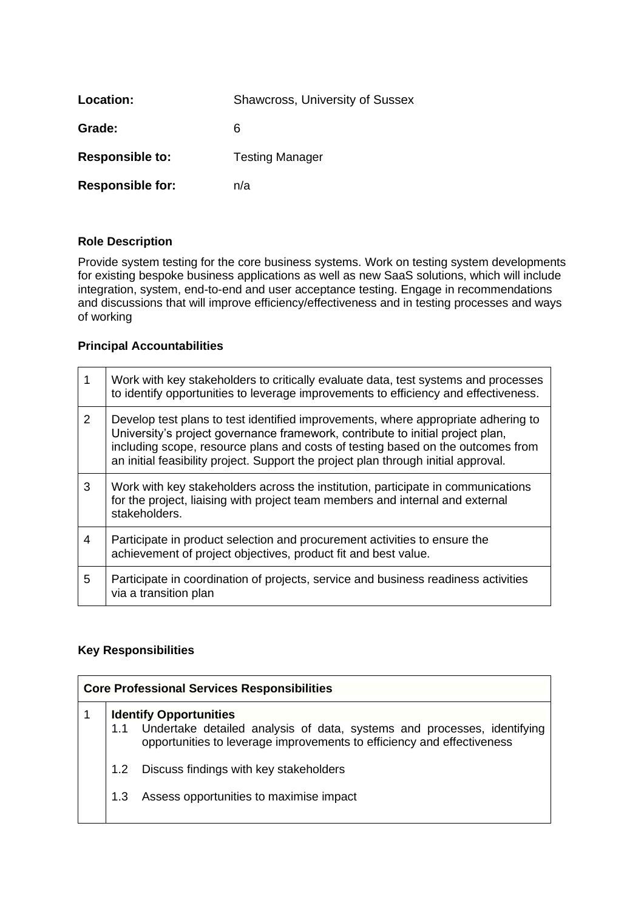| | |
|---|---|
| **Location:** | Shawcross, University of Sussex |
| **Grade:** | 6 |
| **Responsible to:** | Testing Manager |
| **Responsible for:** | n/a |

**Role Description**

Provide system testing for the core business systems. Work on testing system developments for existing bespoke business applications as well as new SaaS solutions, which will include integration, system, end-to-end and user acceptance testing. Engage in recommendations and discussions that will improve efficiency/effectiveness and in testing processes and ways of working

**Principal Accountabilities**

| | |
|---|---|
| 1 | Work with key stakeholders to critically evaluate data, test systems and processes to identify opportunities to leverage improvements to efficiency and effectiveness. |
| 2 | Develop test plans to test identified improvements, where appropriate adhering to University's project governance framework, contribute to initial project plan, including scope, resource plans and costs of testing based on the outcomes from an initial feasibility project. Support the project plan through initial approval. |
| 3 | Work with key stakeholders across the institution, participate in communications for the project, liaising with project team members and internal and external stakeholders. |
| 4 | Participate in product selection and procurement activities to ensure the achievement of project objectives, product fit and best value. |
| 5 | Participate in coordination of projects, service and business readiness activities via a transition plan |

**Key Responsibilities**

| **Core Professional Services Responsibilities** | |
|---|---|
| 1 | **Identify Opportunities**<br>1.1 Undertake detailed analysis of data, systems and processes, identifying opportunities to leverage improvements to efficiency and effectiveness<br>1.2 Discuss findings with key stakeholders<br>1.3 Assess opportunities to maximise impact |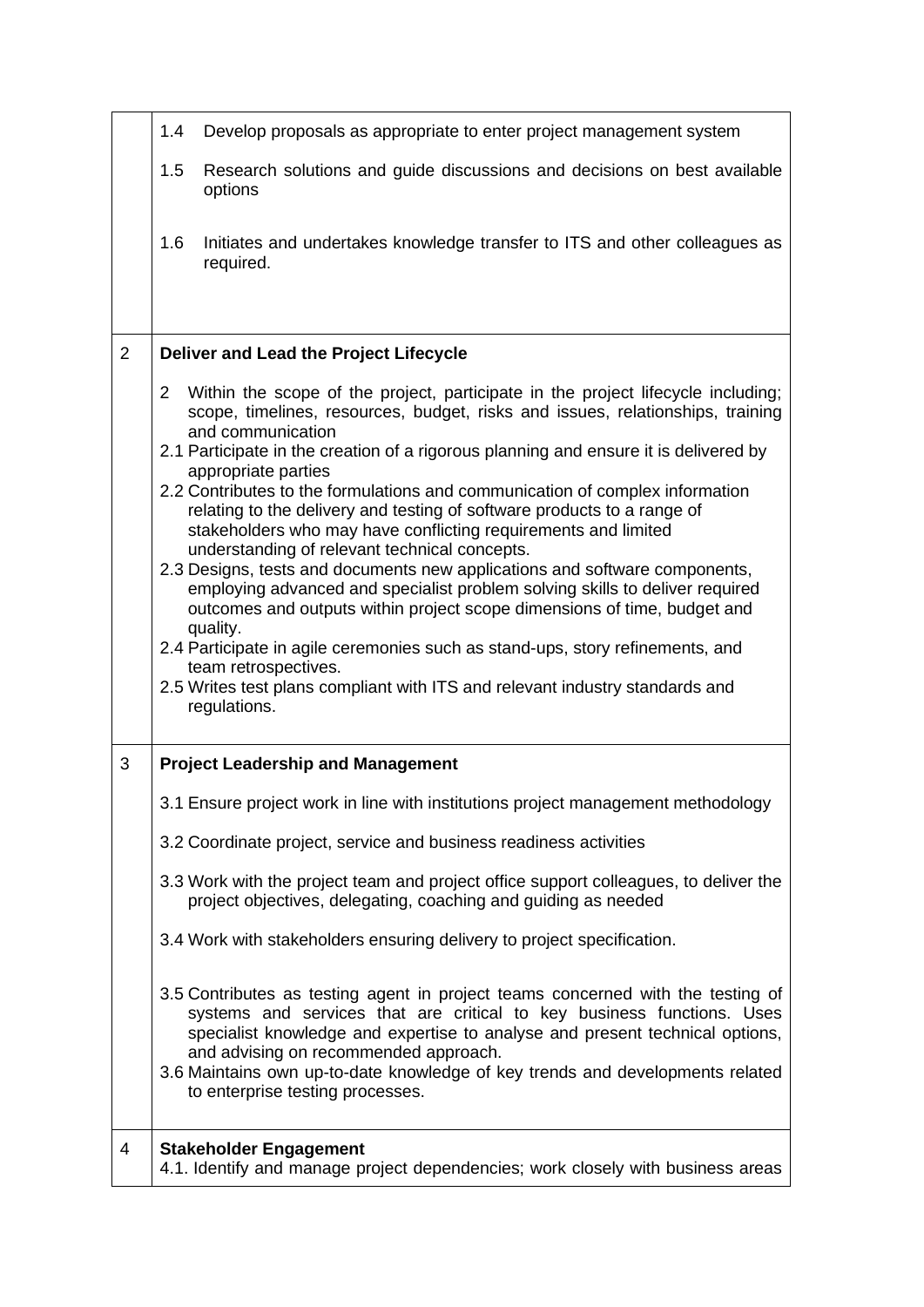| | |
|---|---|
| | 1.4 Develop proposals as appropriate to enter project management system<br><br>1.5 Research solutions and guide discussions and decisions on best available options<br><br>1.6 Initiates and undertakes knowledge transfer to ITS and other colleagues as required. |
| 2 | **Deliver and Lead the Project Lifecycle**<br><br>2 Within the scope of the project, participate in the project lifecycle including; scope, timelines, resources, budget, risks and issues, relationships, training and communication<br>2.1 Participate in the creation of a rigorous planning and ensure it is delivered by appropriate parties<br>2.2 Contributes to the formulations and communication of complex information relating to the delivery and testing of software products to a range of stakeholders who may have conflicting requirements and limited understanding of relevant technical concepts.<br>2.3 Designs, tests and documents new applications and software components, employing advanced and specialist problem solving skills to deliver required outcomes and outputs within project scope dimensions of time, budget and quality.<br>2.4 Participate in agile ceremonies such as stand-ups, story refinements, and team retrospectives.<br>2.5 Writes test plans compliant with ITS and relevant industry standards and regulations. |
| 3 | **Project Leadership and Management**<br><br>3.1 Ensure project work in line with institutions project management methodology<br><br>3.2 Coordinate project, service and business readiness activities<br><br>3.3 Work with the project team and project office support colleagues, to deliver the project objectives, delegating, coaching and guiding as needed<br><br>3.4 Work with stakeholders ensuring delivery to project specification.<br><br>3.5 Contributes as testing agent in project teams concerned with the testing of systems and services that are critical to key business functions. Uses specialist knowledge and expertise to analyse and present technical options, and advising on recommended approach.<br>3.6 Maintains own up-to-date knowledge of key trends and developments related to enterprise testing processes. |
| 4 | **Stakeholder Engagement**<br>4.1. Identify and manage project dependencies; work closely with business areas |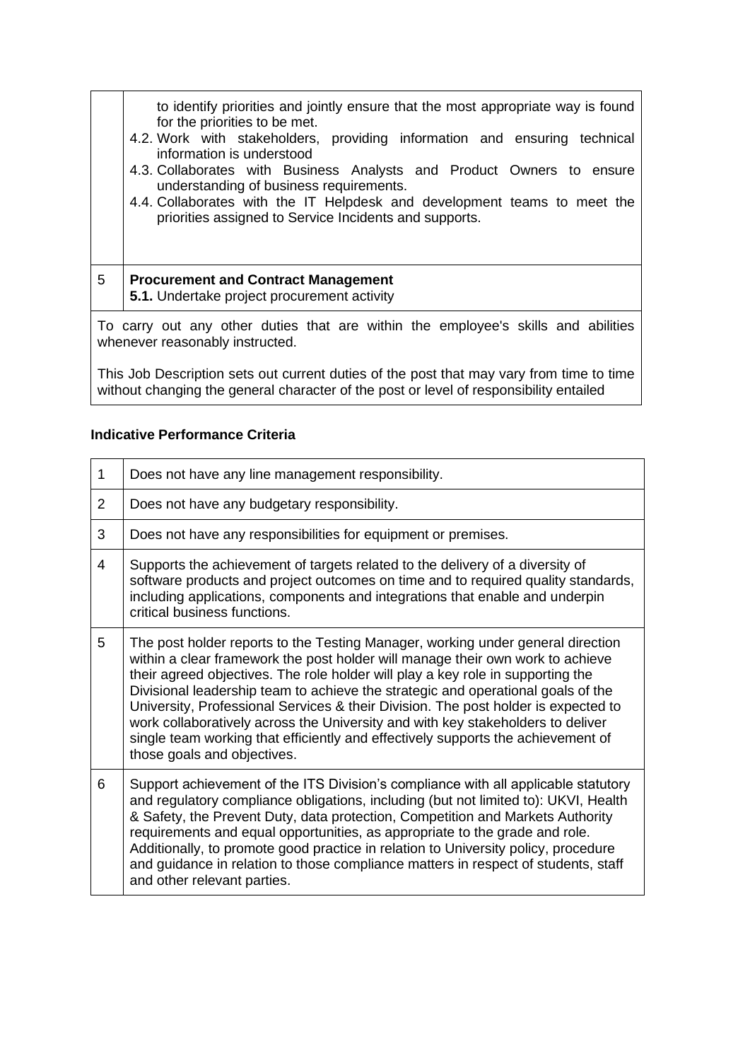| | |
|---|---|
| | to identify priorities and jointly ensure that the most appropriate way is found for the priorities to be met.<br>4.2. Work with stakeholders, providing information and ensuring technical information is understood<br>4.3. Collaborates with Business Analysts and Product Owners to ensure understanding of business requirements.<br>4.4. Collaborates with the IT Helpdesk and development teams to meet the priorities assigned to Service Incidents and supports. |
| 5 | **Procurement and Contract Management**<br>**5.1.** Undertake project procurement activity |
| To carry out any other duties that are within the employee's skills and abilities whenever reasonably instructed.<br><br>This Job Description sets out current duties of the post that may vary from time to time without changing the general character of the post or level of responsibility entailed | |

**Indicative Performance Criteria**

| | |
|---|---|
| 1 | Does not have any line management responsibility. |
| 2 | Does not have any budgetary responsibility. |
| 3 | Does not have any responsibilities for equipment or premises. |
| 4 | Supports the achievement of targets related to the delivery of a diversity of software products and project outcomes on time and to required quality standards, including applications, components and integrations that enable and underpin critical business functions. |
| 5 | The post holder reports to the Testing Manager, working under general direction within a clear framework the post holder will manage their own work to achieve their agreed objectives. The role holder will play a key role in supporting the Divisional leadership team to achieve the strategic and operational goals of the University, Professional Services & their Division. The post holder is expected to work collaboratively across the University and with key stakeholders to deliver single team working that efficiently and effectively supports the achievement of those goals and objectives. |
| 6 | Support achievement of the ITS Division's compliance with all applicable statutory and regulatory compliance obligations, including (but not limited to): UKVI, Health & Safety, the Prevent Duty, data protection, Competition and Markets Authority requirements and equal opportunities, as appropriate to the grade and role. Additionally, to promote good practice in relation to University policy, procedure and guidance in relation to those compliance matters in respect of students, staff and other relevant parties. |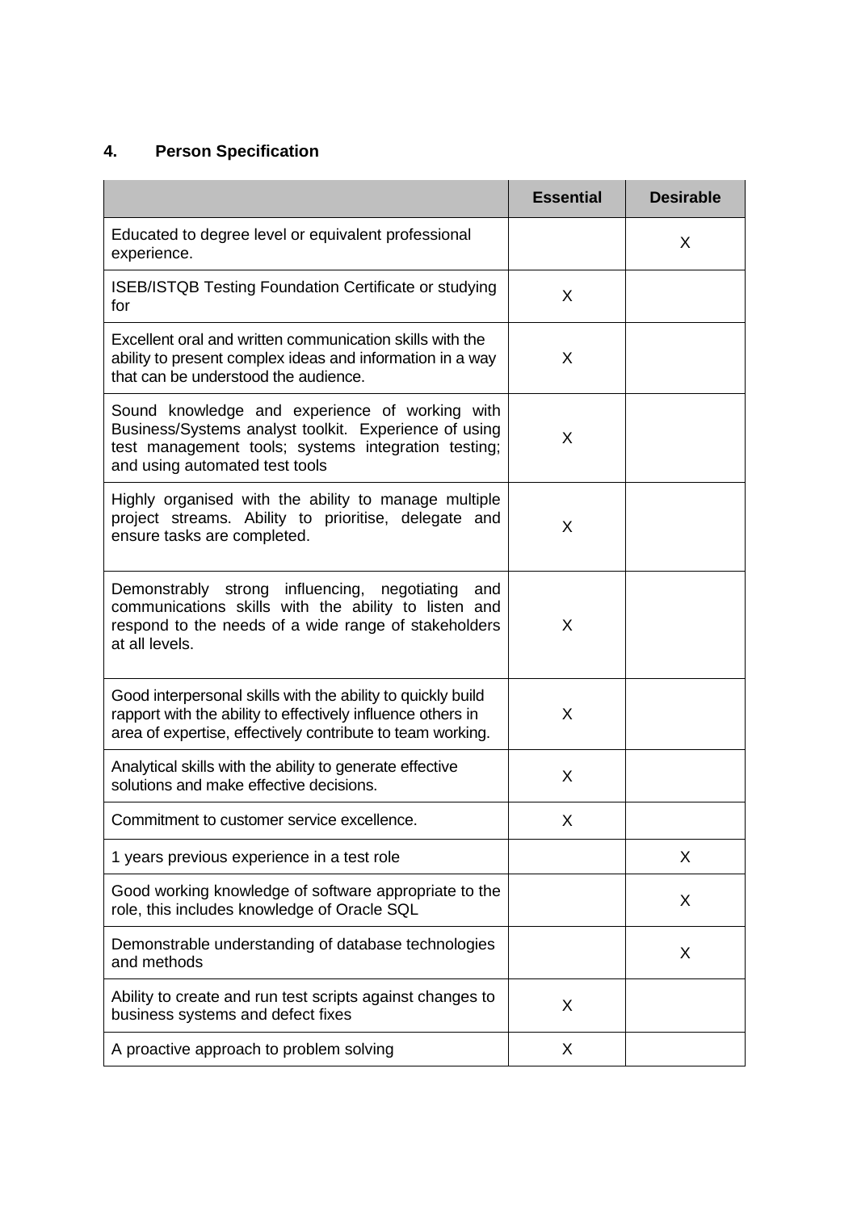## 4. Person Specification

| | Essential | Desirable |
|---|---|---|
| Educated to degree level or equivalent professional experience. | | X |
| ISEB/ISTQB Testing Foundation Certificate or studying for | X | |
| Excellent oral and written communication skills with the ability to present complex ideas and information in a way that can be understood the audience. | X | |
| Sound knowledge and experience of working with Business/Systems analyst toolkit. Experience of using test management tools; systems integration testing; and using automated test tools | X | |
| Highly organised with the ability to manage multiple project streams. Ability to prioritise, delegate and ensure tasks are completed. | X | |
| Demonstrably strong influencing, negotiating and communications skills with the ability to listen and respond to the needs of a wide range of stakeholders at all levels. | X | |
| Good interpersonal skills with the ability to quickly build rapport with the ability to effectively influence others in area of expertise, effectively contribute to team working. | X | |
| Analytical skills with the ability to generate effective solutions and make effective decisions. | X | |
| Commitment to customer service excellence. | X | |
| 1 years previous experience in a test role | | X |
| Good working knowledge of software appropriate to the role, this includes knowledge of Oracle SQL | | X |
| Demonstrable understanding of database technologies and methods | | X |
| Ability to create and run test scripts against changes to business systems and defect fixes | X | |
| A proactive approach to problem solving | X | |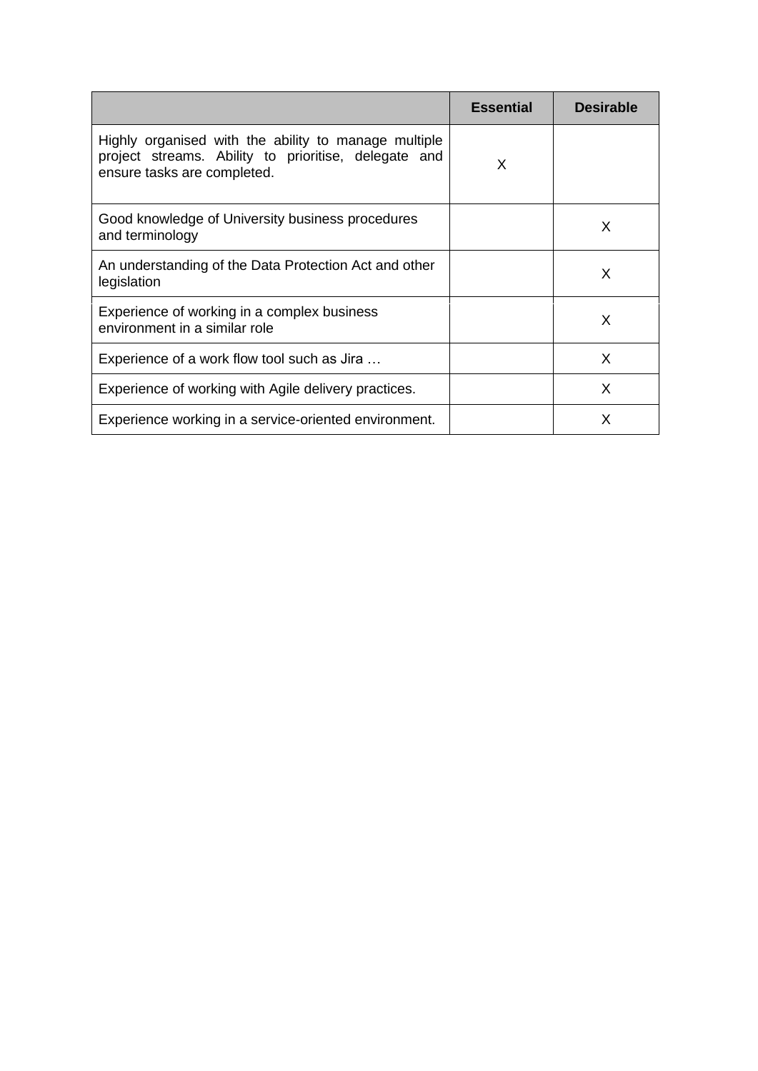| | Essential | Desirable |
|---|---|---|
| Highly organised with the ability to manage multiple project streams. Ability to prioritise, delegate and ensure tasks are completed. | X | |
| Good knowledge of University business procedures and terminology | | X |
| An understanding of the Data Protection Act and other legislation | | X |
| Experience of working in a complex business environment in a similar role | | X |
| Experience of a work flow tool such as Jira … | | X |
| Experience of working with Agile delivery practices. | | X |
| Experience working in a service-oriented environment. | | X |